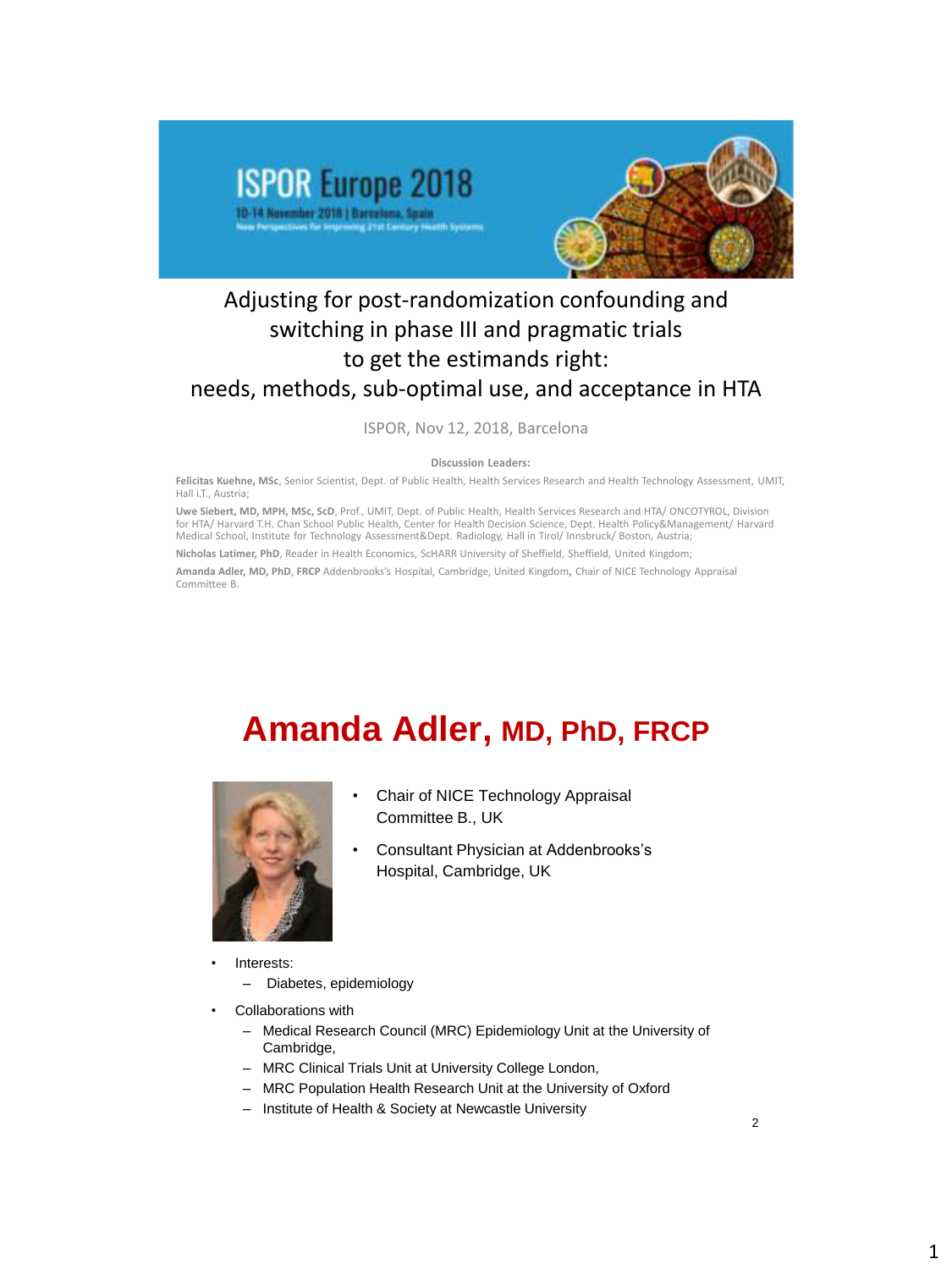# ISPOR Europe 2018

10-14 November 2018 | Barcelona, Spain

New Perspectives for Improving 21st Century Health Systems

## Adjusting for post-randomization confounding and switching in phase III and pragmatic trials to get the estimands right: needs, methods, sub-optimal use, and acceptance in HTA

ISPOR, Nov 12, 2018, Barcelona

**Discussion Leaders:**

**Felicitas Kuehne, MSc**, Senior Scientist, Dept. of Public Health, Health Services Research and Health Technology Assessment, UMIT, Hall i.T., Austria;

**Uwe Siebert, MD, MPH, MSc, ScD**, Prof., UMIT, Dept. of Public Health, Health Services Research and HTA/ ONCOTYROL, Division for HTA/ Harvard T.H. Chan School Public Health, Center for Health Decision Science, Dept. Health Policy&Management/ Harvard Medical School, Institute for Technology Assessment&Dept. Radiology, Hall in Tirol/ Innsbruck/ Boston, Austria;

**Nicholas Latimer, PhD**, Reader in Health Economics, ScHARR University of Sheffield, Sheffield, United Kingdom;

**Amanda Adler, MD, PhD, FRCP** Addenbrooks's Hospital, Cambridge, United Kingdom, Chair of NICE Technology Appraisal Committee B.

# Amanda Adler, MD, PhD, FRCP

- Chair of NICE Technology Appraisal Committee B., UK
- Consultant Physician at Addenbrooks's Hospital, Cambridge, UK

- Interests:
  - Diabetes, epidemiology
- Collaborations with
  - Medical Research Council (MRC) Epidemiology Unit at the University of Cambridge,
  - MRC Clinical Trials Unit at University College London,
  - MRC Population Health Research Unit at the University of Oxford
  - Institute of Health & Society at Newcastle University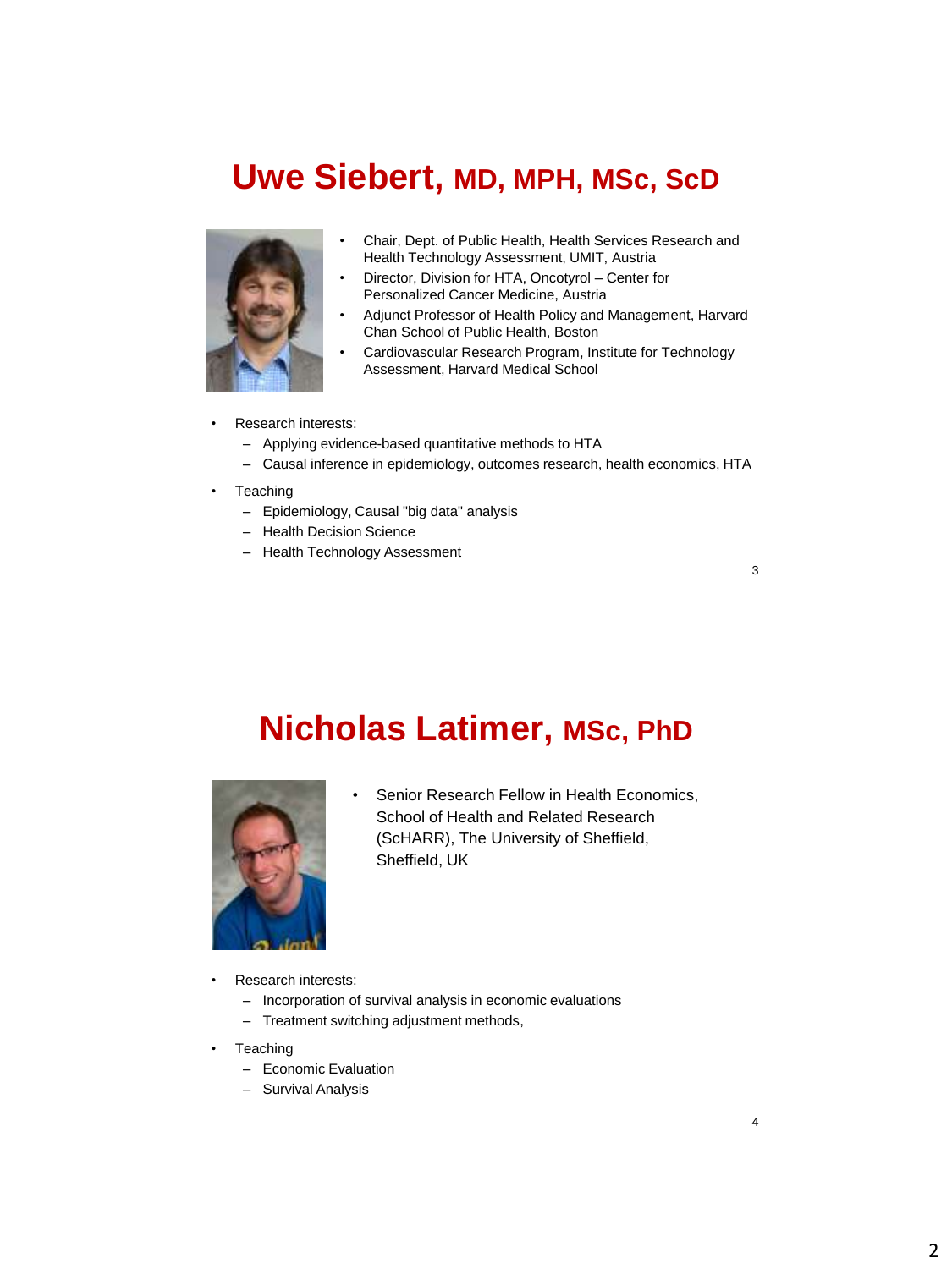# Uwe Siebert, MD, MPH, MSc, ScD

- Chair, Dept. of Public Health, Health Services Research and Health Technology Assessment, UMIT, Austria
- Director, Division for HTA, Oncotyrol – Center for Personalized Cancer Medicine, Austria
- Adjunct Professor of Health Policy and Management, Harvard Chan School of Public Health, Boston
- Cardiovascular Research Program, Institute for Technology Assessment, Harvard Medical School

- Research interests:
  - Applying evidence-based quantitative methods to HTA
  - Causal inference in epidemiology, outcomes research, health economics, HTA
- Teaching
  - Epidemiology, Causal "big data" analysis
  - Health Decision Science
  - Health Technology Assessment

# Nicholas Latimer, MSc, PhD

- Senior Research Fellow in Health Economics, School of Health and Related Research (ScHARR), The University of Sheffield, Sheffield, UK

- Research interests:
  - Incorporation of survival analysis in economic evaluations
  - Treatment switching adjustment methods,
- Teaching
  - Economic Evaluation
  - Survival Analysis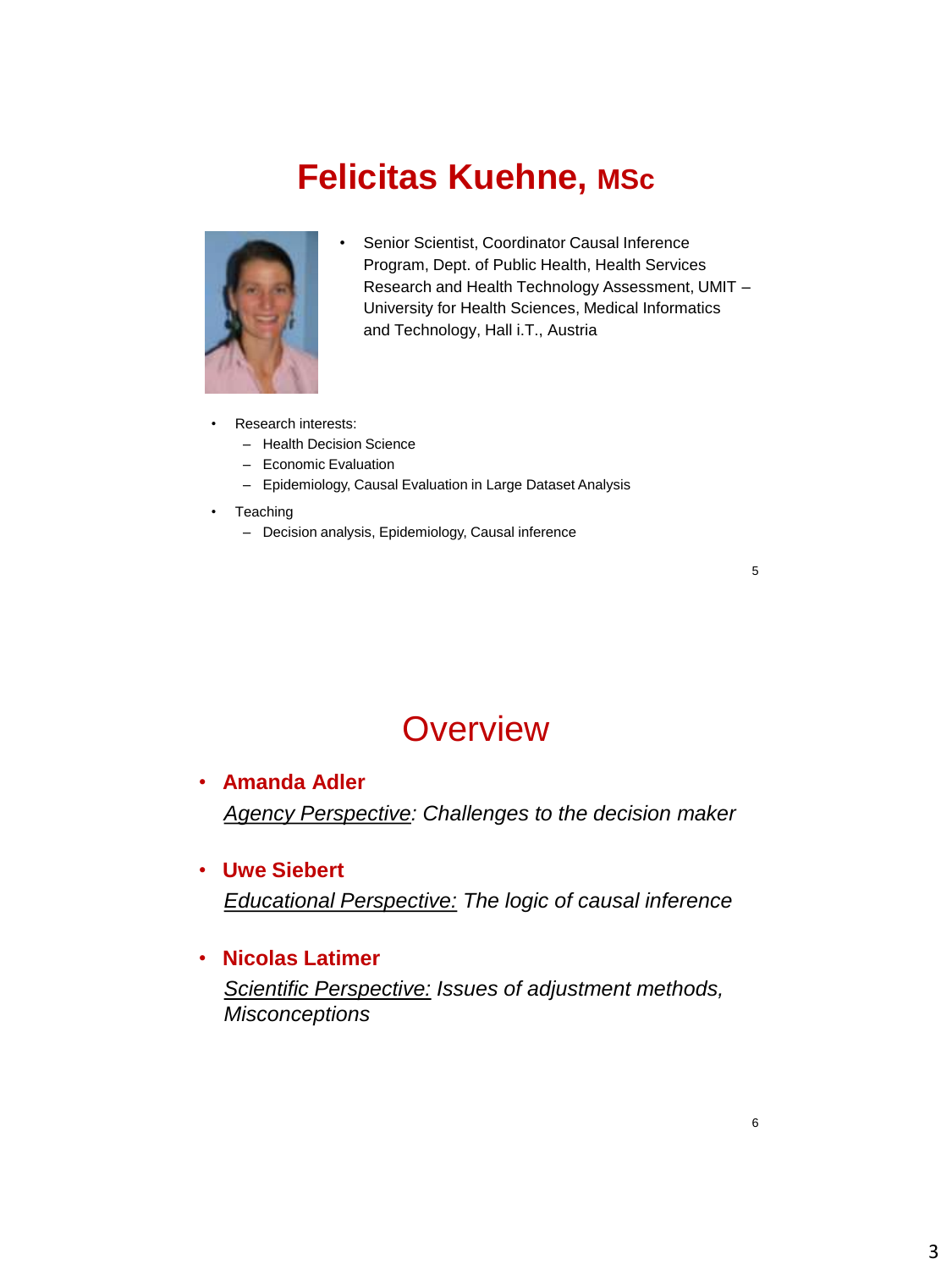# Felicitas Kuehne, MSc

- Senior Scientist, Coordinator Causal Inference Program, Dept. of Public Health, Health Services Research and Health Technology Assessment, UMIT – University for Health Sciences, Medical Informatics and Technology, Hall i.T., Austria

- Research interests:
  - Health Decision Science
  - Economic Evaluation
  - Epidemiology, Causal Evaluation in Large Dataset Analysis
- Teaching
  - Decision analysis, Epidemiology, Causal inference

# Overview

- **Amanda Adler**

  *Agency Perspective: Challenges to the decision maker*

- **Uwe Siebert**

  *Educational Perspective: The logic of causal inference*

- **Nicolas Latimer**

  *Scientific Perspective: Issues of adjustment methods, Misconceptions*